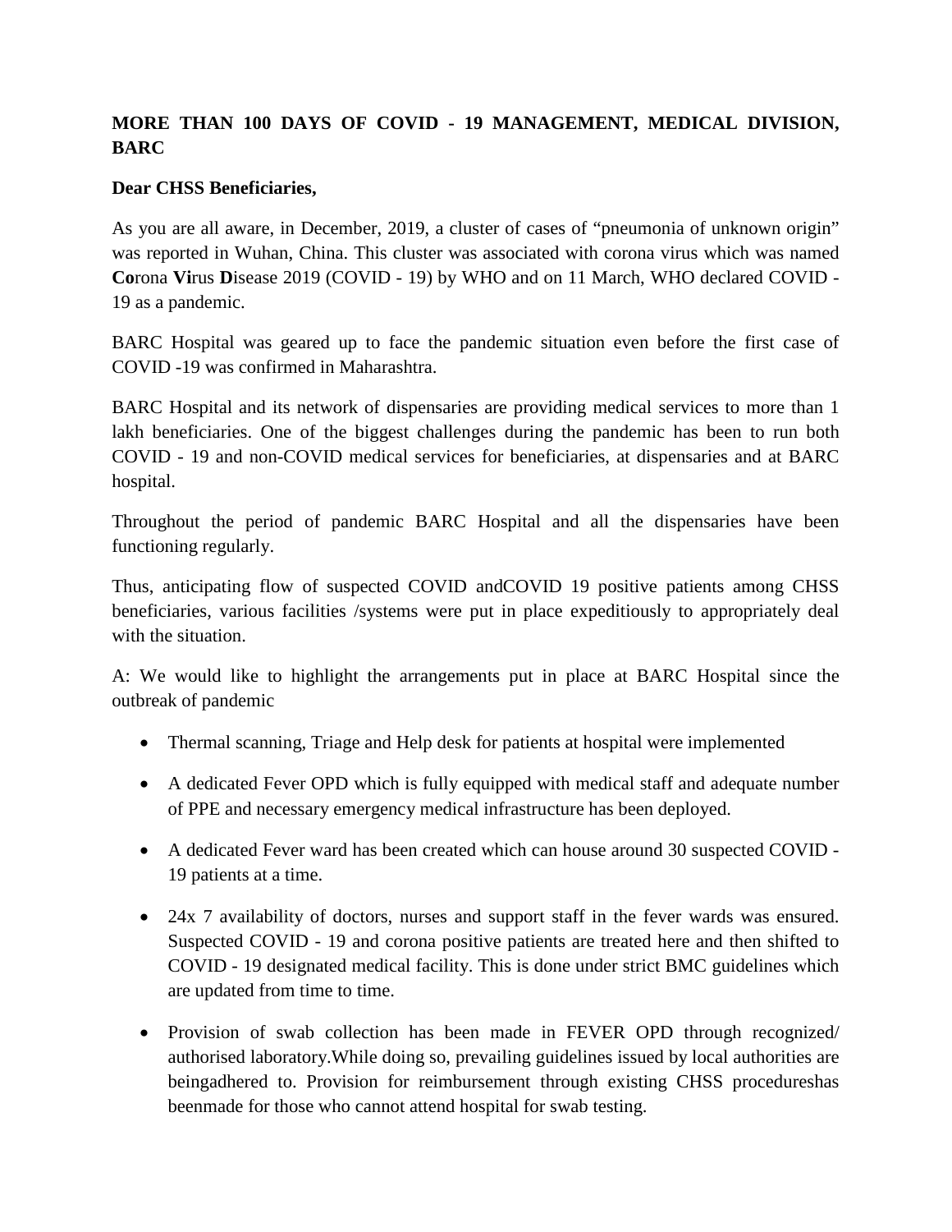# MORE THAN 100 DAYS OF COVID - 19 MANAGEMENT, MEDICAL DIVISION, BARC

**Dear CHSS Beneficiaries,**

As you are all aware, in December, 2019, a cluster of cases of "pneumonia of unknown origin" was reported in Wuhan, China. This cluster was associated with corona virus which was named **Co**rona **Vi**rus **D**isease 2019 (COVID - 19) by WHO and on 11 March, WHO declared COVID - 19 as a pandemic.

BARC Hospital was geared up to face the pandemic situation even before the first case of COVID -19 was confirmed in Maharashtra.

BARC Hospital and its network of dispensaries are providing medical services to more than 1 lakh beneficiaries. One of the biggest challenges during the pandemic has been to run both COVID - 19 and non-COVID medical services for beneficiaries, at dispensaries and at BARC hospital.

Throughout the period of pandemic BARC Hospital and all the dispensaries have been functioning regularly.

Thus, anticipating flow of suspected COVID andCOVID 19 positive patients among CHSS beneficiaries, various facilities /systems were put in place expeditiously to appropriately deal with the situation.

A: We would like to highlight the arrangements put in place at BARC Hospital since the outbreak of pandemic

- Thermal scanning, Triage and Help desk for patients at hospital were implemented
- A dedicated Fever OPD which is fully equipped with medical staff and adequate number of PPE and necessary emergency medical infrastructure has been deployed.
- A dedicated Fever ward has been created which can house around 30 suspected COVID - 19 patients at a time.
- 24x 7 availability of doctors, nurses and support staff in the fever wards was ensured. Suspected COVID - 19 and corona positive patients are treated here and then shifted to COVID - 19 designated medical facility. This is done under strict BMC guidelines which are updated from time to time.
- Provision of swab collection has been made in FEVER OPD through recognized/ authorised laboratory.While doing so, prevailing guidelines issued by local authorities are beingadhered to. Provision for reimbursement through existing CHSS procedureshas beenmade for those who cannot attend hospital for swab testing.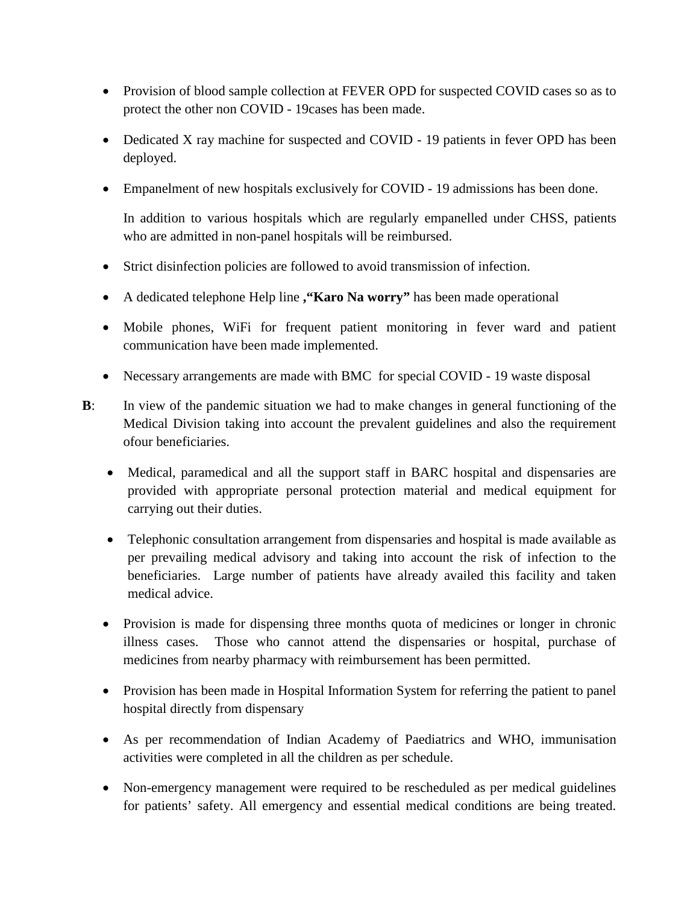- Provision of blood sample collection at FEVER OPD for suspected COVID cases so as to protect the other non COVID - 19cases has been made.
- Dedicated X ray machine for suspected and COVID - 19 patients in fever OPD has been deployed.
- Empanelment of new hospitals exclusively for COVID - 19 admissions has been done.

  In addition to various hospitals which are regularly empanelled under CHSS, patients who are admitted in non-panel hospitals will be reimbursed.

- Strict disinfection policies are followed to avoid transmission of infection.
- A dedicated telephone Help line **,"Karo Na worry"** has been made operational
- Mobile phones, WiFi for frequent patient monitoring in fever ward and patient communication have been made implemented.
- Necessary arrangements are made with BMC for special COVID - 19 waste disposal

**B**: In view of the pandemic situation we had to make changes in general functioning of the Medical Division taking into account the prevalent guidelines and also the requirement ofour beneficiaries.

- Medical, paramedical and all the support staff in BARC hospital and dispensaries are provided with appropriate personal protection material and medical equipment for carrying out their duties.
- Telephonic consultation arrangement from dispensaries and hospital is made available as per prevailing medical advisory and taking into account the risk of infection to the beneficiaries. Large number of patients have already availed this facility and taken medical advice.
- Provision is made for dispensing three months quota of medicines or longer in chronic illness cases. Those who cannot attend the dispensaries or hospital, purchase of medicines from nearby pharmacy with reimbursement has been permitted.
- Provision has been made in Hospital Information System for referring the patient to panel hospital directly from dispensary
- As per recommendation of Indian Academy of Paediatrics and WHO, immunisation activities were completed in all the children as per schedule.
- Non-emergency management were required to be rescheduled as per medical guidelines for patients' safety. All emergency and essential medical conditions are being treated.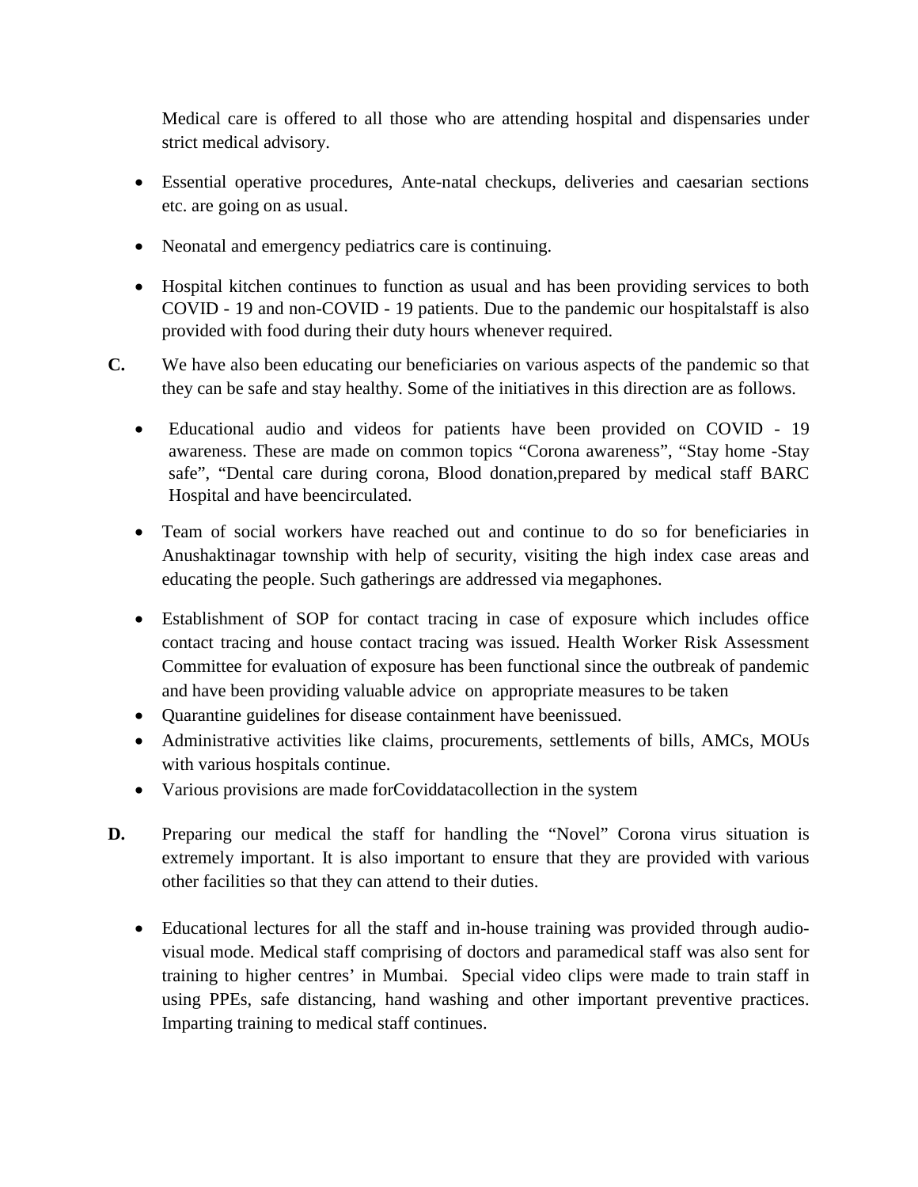Medical care is offered to all those who are attending hospital and dispensaries under strict medical advisory.

- Essential operative procedures, Ante-natal checkups, deliveries and caesarian sections etc. are going on as usual.
- Neonatal and emergency pediatrics care is continuing.
- Hospital kitchen continues to function as usual and has been providing services to both COVID - 19 and non-COVID - 19 patients. Due to the pandemic our hospitalstaff is also provided with food during their duty hours whenever required.

**C.** We have also been educating our beneficiaries on various aspects of the pandemic so that they can be safe and stay healthy. Some of the initiatives in this direction are as follows.

- Educational audio and videos for patients have been provided on COVID - 19 awareness. These are made on common topics "Corona awareness", "Stay home -Stay safe", "Dental care during corona, Blood donation,prepared by medical staff BARC Hospital and have beencirculated.
- Team of social workers have reached out and continue to do so for beneficiaries in Anushaktinagar township with help of security, visiting the high index case areas and educating the people. Such gatherings are addressed via megaphones.
- Establishment of SOP for contact tracing in case of exposure which includes office contact tracing and house contact tracing was issued. Health Worker Risk Assessment Committee for evaluation of exposure has been functional since the outbreak of pandemic and have been providing valuable advice on appropriate measures to be taken
- Quarantine guidelines for disease containment have beenissued.
- Administrative activities like claims, procurements, settlements of bills, AMCs, MOUs with various hospitals continue.
- Various provisions are made forCoviddatacollection in the system

**D.** Preparing our medical the staff for handling the "Novel" Corona virus situation is extremely important. It is also important to ensure that they are provided with various other facilities so that they can attend to their duties.

- Educational lectures for all the staff and in-house training was provided through audio-visual mode. Medical staff comprising of doctors and paramedical staff was also sent for training to higher centres' in Mumbai. Special video clips were made to train staff in using PPEs, safe distancing, hand washing and other important preventive practices. Imparting training to medical staff continues.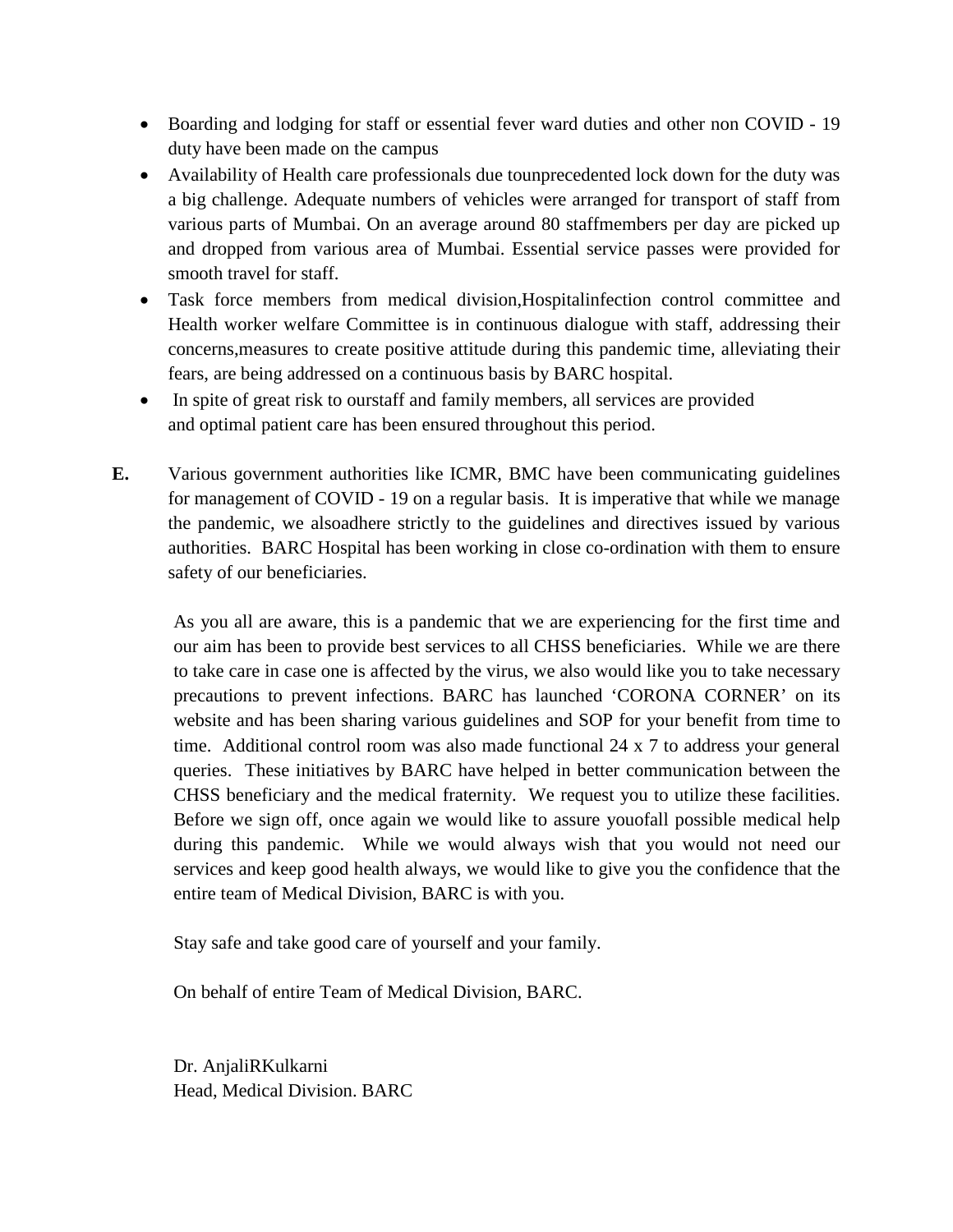- Boarding and lodging for staff or essential fever ward duties and other non COVID - 19 duty have been made on the campus
- Availability of Health care professionals due tounprecedented lock down for the duty was a big challenge. Adequate numbers of vehicles were arranged for transport of staff from various parts of Mumbai. On an average around 80 staffmembers per day are picked up and dropped from various area of Mumbai. Essential service passes were provided for smooth travel for staff.
- Task force members from medical division,Hospitalinfection control committee and Health worker welfare Committee is in continuous dialogue with staff, addressing their concerns,measures to create positive attitude during this pandemic time, alleviating their fears, are being addressed on a continuous basis by BARC hospital.
- In spite of great risk to ourstaff and family members, all services are provided and optimal patient care has been ensured throughout this period.

**E.** Various government authorities like ICMR, BMC have been communicating guidelines for management of COVID - 19 on a regular basis. It is imperative that while we manage the pandemic, we alsoadhere strictly to the guidelines and directives issued by various authorities. BARC Hospital has been working in close co-ordination with them to ensure safety of our beneficiaries.

As you all are aware, this is a pandemic that we are experiencing for the first time and our aim has been to provide best services to all CHSS beneficiaries. While we are there to take care in case one is affected by the virus, we also would like you to take necessary precautions to prevent infections. BARC has launched 'CORONA CORNER' on its website and has been sharing various guidelines and SOP for your benefit from time to time. Additional control room was also made functional 24 x 7 to address your general queries. These initiatives by BARC have helped in better communication between the CHSS beneficiary and the medical fraternity. We request you to utilize these facilities. Before we sign off, once again we would like to assure youofall possible medical help during this pandemic. While we would always wish that you would not need our services and keep good health always, we would like to give you the confidence that the entire team of Medical Division, BARC is with you.

Stay safe and take good care of yourself and your family.

On behalf of entire Team of Medical Division, BARC.

Dr. AnjaliRKulkarni
Head, Medical Division. BARC